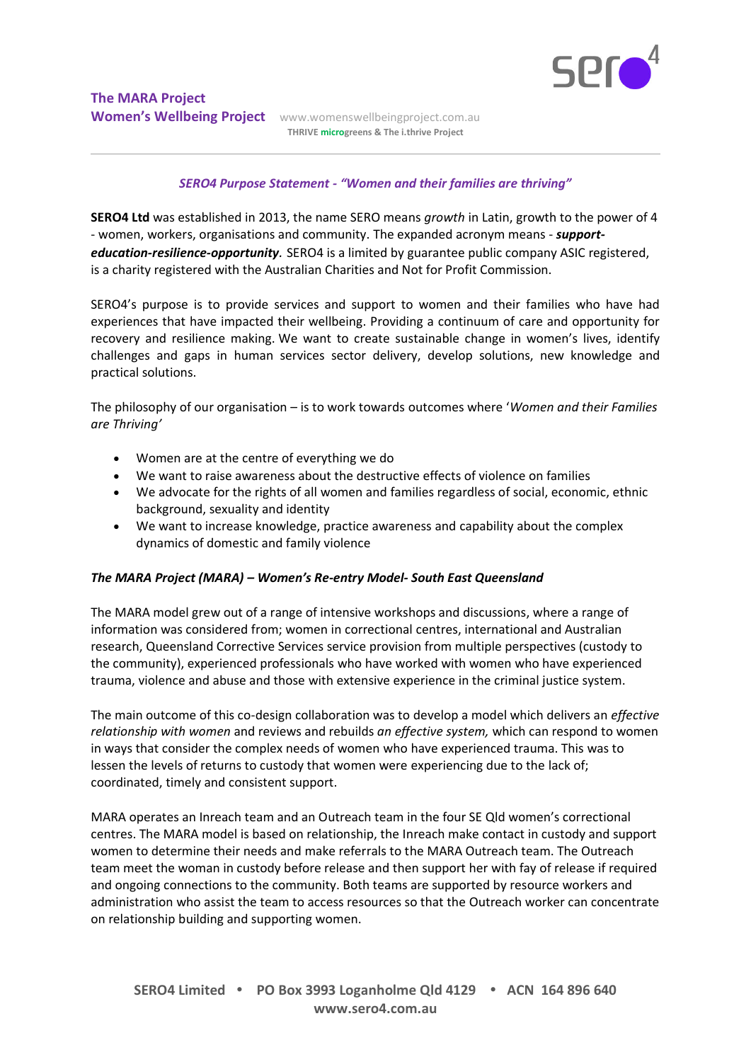**The MARA Project**
**Women's Wellbeing Project** www.womenswellbeingproject.com.au
**THRIVE microgreens & The i.thrive Project**

---

***SERO4 Purpose Statement - "Women and their families are thriving"***

**SERO4 Ltd** was established in 2013, the name SERO means *growth* in Latin, growth to the power of 4 - women, workers, organisations and community. The expanded acronym means - ***support-education-resilience-opportunity***. SERO4 is a limited by guarantee public company ASIC registered, is a charity registered with the Australian Charities and Not for Profit Commission.

SERO4's purpose is to provide services and support to women and their families who have had experiences that have impacted their wellbeing. Providing a continuum of care and opportunity for recovery and resilience making. We want to create sustainable change in women's lives, identify challenges and gaps in human services sector delivery, develop solutions, new knowledge and practical solutions.

The philosophy of our organisation – is to work towards outcomes where '*Women and their Families are Thriving'*

- Women are at the centre of everything we do
- We want to raise awareness about the destructive effects of violence on families
- We advocate for the rights of all women and families regardless of social, economic, ethnic background, sexuality and identity
- We want to increase knowledge, practice awareness and capability about the complex dynamics of domestic and family violence

***The MARA Project (MARA) – Women's Re-entry Model- South East Queensland***

The MARA model grew out of a range of intensive workshops and discussions, where a range of information was considered from; women in correctional centres, international and Australian research, Queensland Corrective Services service provision from multiple perspectives (custody to the community), experienced professionals who have worked with women who have experienced trauma, violence and abuse and those with extensive experience in the criminal justice system.

The main outcome of this co-design collaboration was to develop a model which delivers an *effective relationship with women* and reviews and rebuilds *an effective system,* which can respond to women in ways that consider the complex needs of women who have experienced trauma. This was to lessen the levels of returns to custody that women were experiencing due to the lack of; coordinated, timely and consistent support.

MARA operates an Inreach team and an Outreach team in the four SE Qld women's correctional centres. The MARA model is based on relationship, the Inreach make contact in custody and support women to determine their needs and make referrals to the MARA Outreach team. The Outreach team meet the woman in custody before release and then support her with fay of release if required and ongoing connections to the community. Both teams are supported by resource workers and administration who assist the team to access resources so that the Outreach worker can concentrate on relationship building and supporting women.

**SERO4 Limited • PO Box 3993 Loganholme Qld 4129 • ACN 164 896 640**
**www.sero4.com.au**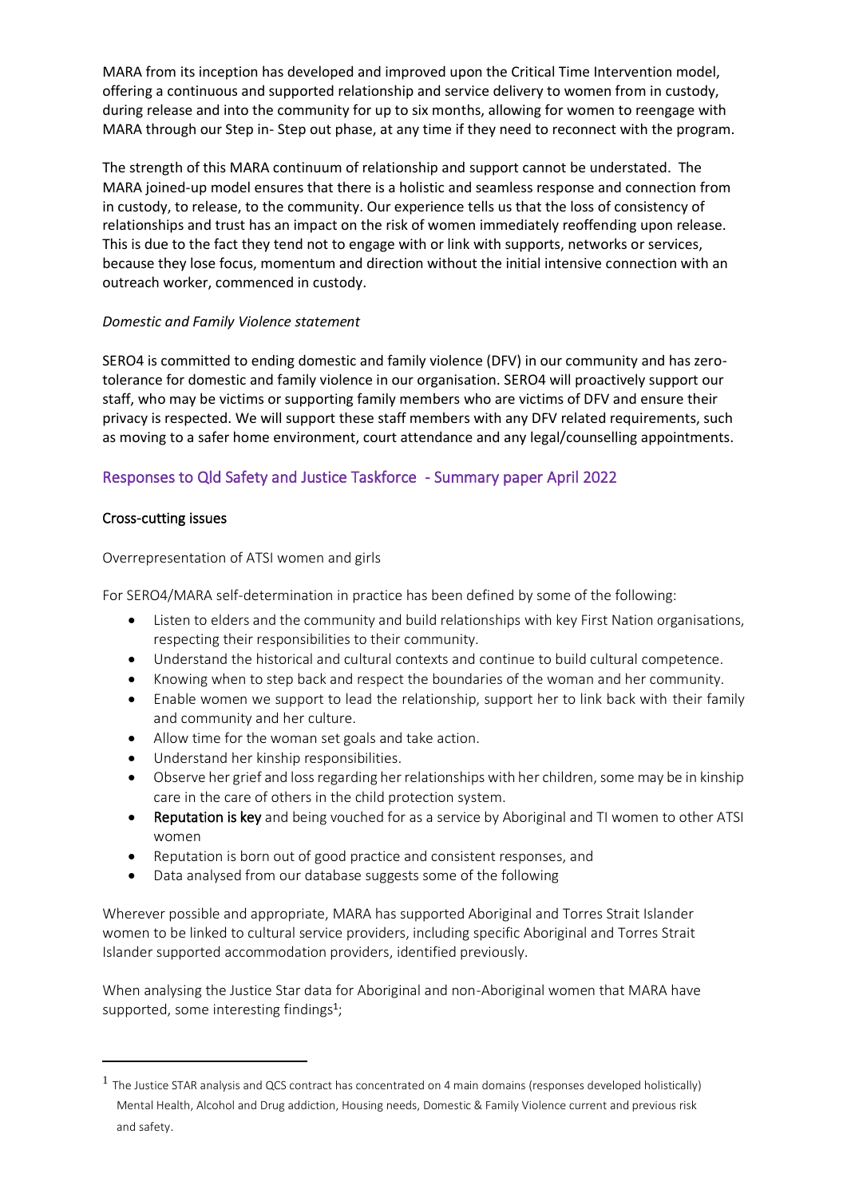MARA from its inception has developed and improved upon the Critical Time Intervention model, offering a continuous and supported relationship and service delivery to women from in custody, during release and into the community for up to six months, allowing for women to reengage with MARA through our Step in- Step out phase, at any time if they need to reconnect with the program.

The strength of this MARA continuum of relationship and support cannot be understated. The MARA joined-up model ensures that there is a holistic and seamless response and connection from in custody, to release, to the community. Our experience tells us that the loss of consistency of relationships and trust has an impact on the risk of women immediately reoffending upon release. This is due to the fact they tend not to engage with or link with supports, networks or services, because they lose focus, momentum and direction without the initial intensive connection with an outreach worker, commenced in custody.

*Domestic and Family Violence statement*

SERO4 is committed to ending domestic and family violence (DFV) in our community and has zero-tolerance for domestic and family violence in our organisation. SERO4 will proactively support our staff, who may be victims or supporting family members who are victims of DFV and ensure their privacy is respected. We will support these staff members with any DFV related requirements, such as moving to a safer home environment, court attendance and any legal/counselling appointments.

## Responses to Qld Safety and Justice Taskforce - Summary paper April 2022

### Cross-cutting issues

Overrepresentation of ATSI women and girls

For SERO4/MARA self-determination in practice has been defined by some of the following:

- Listen to elders and the community and build relationships with key First Nation organisations, respecting their responsibilities to their community.
- Understand the historical and cultural contexts and continue to build cultural competence.
- Knowing when to step back and respect the boundaries of the woman and her community.
- Enable women we support to lead the relationship, support her to link back with their family and community and her culture.
- Allow time for the woman set goals and take action.
- Understand her kinship responsibilities.
- Observe her grief and loss regarding her relationships with her children, some may be in kinship care in the care of others in the child protection system.
- **Reputation is key** and being vouched for as a service by Aboriginal and TI women to other ATSI women
- Reputation is born out of good practice and consistent responses, and
- Data analysed from our database suggests some of the following

Wherever possible and appropriate, MARA has supported Aboriginal and Torres Strait Islander women to be linked to cultural service providers, including specific Aboriginal and Torres Strait Islander supported accommodation providers, identified previously.

When analysing the Justice Star data for Aboriginal and non-Aboriginal women that MARA have supported, some interesting findings[1];

---

[1] The Justice STAR analysis and QCS contract has concentrated on 4 main domains (responses developed holistically) Mental Health, Alcohol and Drug addiction, Housing needs, Domestic & Family Violence current and previous risk and safety.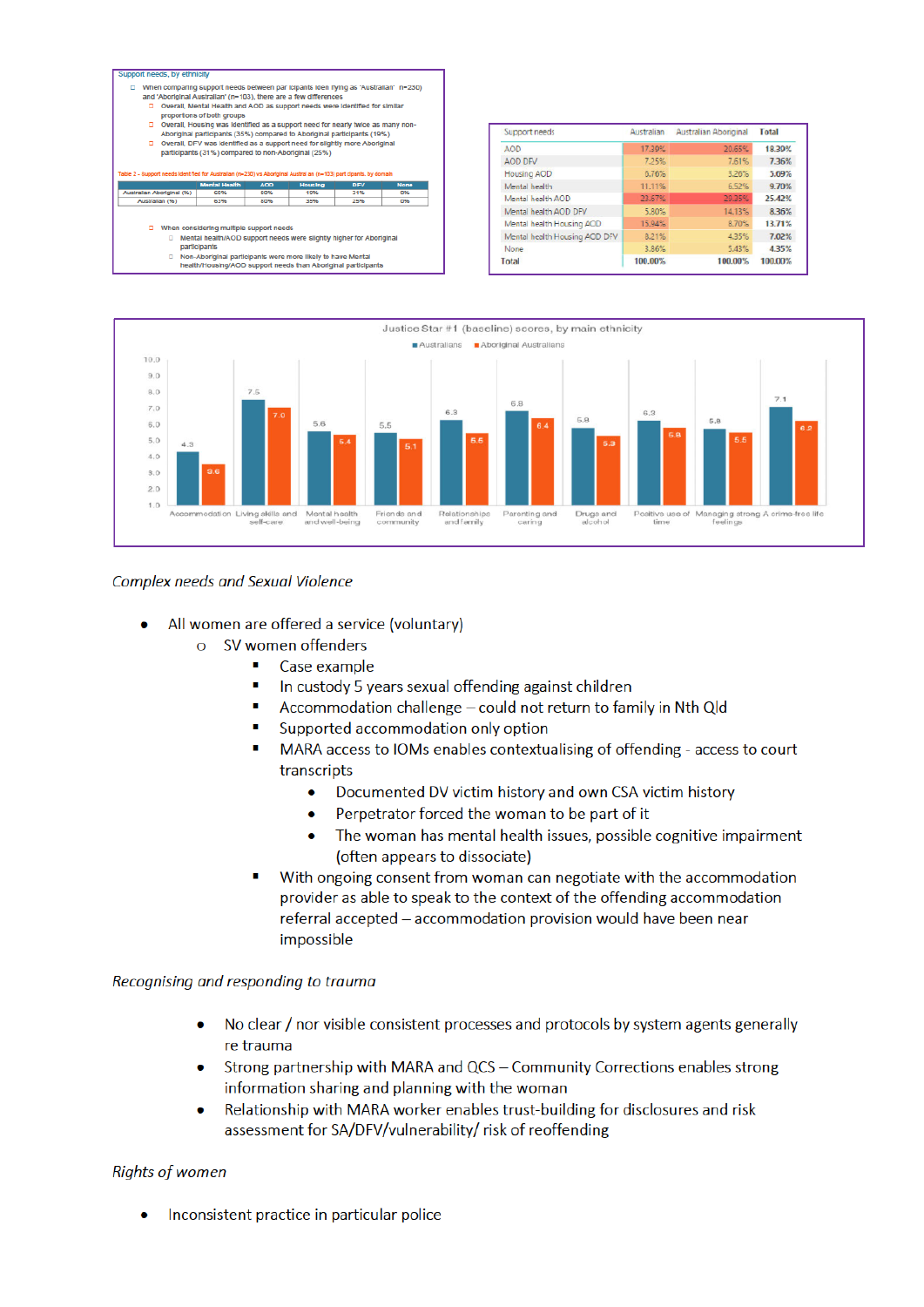Support needs, by ethnicity

- When comparing support needs between participants identifying as 'Australian' (n=230) and 'Aboriginal Australian' (n=103), there are a few differences
  - Overall, Mental Health and AOD as support needs were identified for similar proportions of both groups
  - Overall, Housing was identified as a support need for nearly twice as many non-Aboriginal participants (35%) compared to Aboriginal participants (19%)
  - Overall, DFV was identified as a support need for slightly more Aboriginal participants (31%) compared to non-Aboriginal (25%)

Table 2 – Support needs identified for Australian (n=230) vs Aboriginal Australian (n=103) participants, by domain

| | Mental Health | AOD | Housing | DFV | None |
|---|---|---|---|---|---|
| Australian Aboriginal (%) | 68% | 80% | 19% | 31% | 5% |
| Australian (%) | 63% | 80% | 35% | 25% | 0% |

- When considering multiple support needs
  - Mental health/AOD support needs were slightly higher for Aboriginal participants
  - Non-Aboriginal participants were more likely to have Mental health/Housing/AOD support needs than Aboriginal participants

| Support needs | Australian | Australian Aboriginal | Total |
|---|---|---|---|
| AOD | 17.39% | 20.65% | 18.30% |
| AOD DFV | 7.25% | 7.61% | 7.36% |
| Housing AOD | 0.76% | 3.26% | 3.09% |
| Mental health | 11.11% | 6.52% | 9.70% |
| Mental health AOD | 23.57% | 29.35% | 25.42% |
| Mental health AOD DFV | 5.80% | 14.13% | 8.36% |
| Mental health Housing AOD | 15.94% | 8.70% | 13.71% |
| Mental health Housing AOD DFV | 8.21% | 4.35% | 7.02% |
| None | 3.86% | 5.43% | 4.35% |
| Total | 100.00% | 100.00% | 100.00% |

Justice Star #1 (baseline) scores, by main ethnicity

| | Australians | Aboriginal Australians |
|---|---|---|
| Accommodation | 4.3 | 3.6 |
| Living skills and self-care | 7.5 | 7.0 |
| Mental health and well-being | 5.6 | 5.4 |
| Friends and community | 5.5 | 5.1 |
| Relationships and family | 6.3 | 5.6 |
| Parenting and caring | 6.8 | 6.4 |
| Drugs and alcohol | 5.8 | 5.3 |
| Positive use of time | 6.3 | 5.8 |
| Managing strong feelings | 5.8 | 5.5 |
| A crime-free life | 7.1 | 6.2 |

*Complex needs and Sexual Violence*

- All women are offered a service (voluntary)
  - SV women offenders
    - Case example
    - In custody 5 years sexual offending against children
    - Accommodation challenge – could not return to family in Nth Qld
    - Supported accommodation only option
    - MARA access to IOMs enables contextualising of offending - access to court transcripts
      - Documented DV victim history and own CSA victim history
      - Perpetrator forced the woman to be part of it
      - The woman has mental health issues, possible cognitive impairment (often appears to dissociate)
    - With ongoing consent from woman can negotiate with the accommodation provider as able to speak to the context of the offending accommodation referral accepted – accommodation provision would have been near impossible

*Recognising and responding to trauma*

- No clear / nor visible consistent processes and protocols by system agents generally re trauma
- Strong partnership with MARA and QCS – Community Corrections enables strong information sharing and planning with the woman
- Relationship with MARA worker enables trust-building for disclosures and risk assessment for SA/DFV/vulnerability/ risk of reoffending

*Rights of women*

- Inconsistent practice in particular police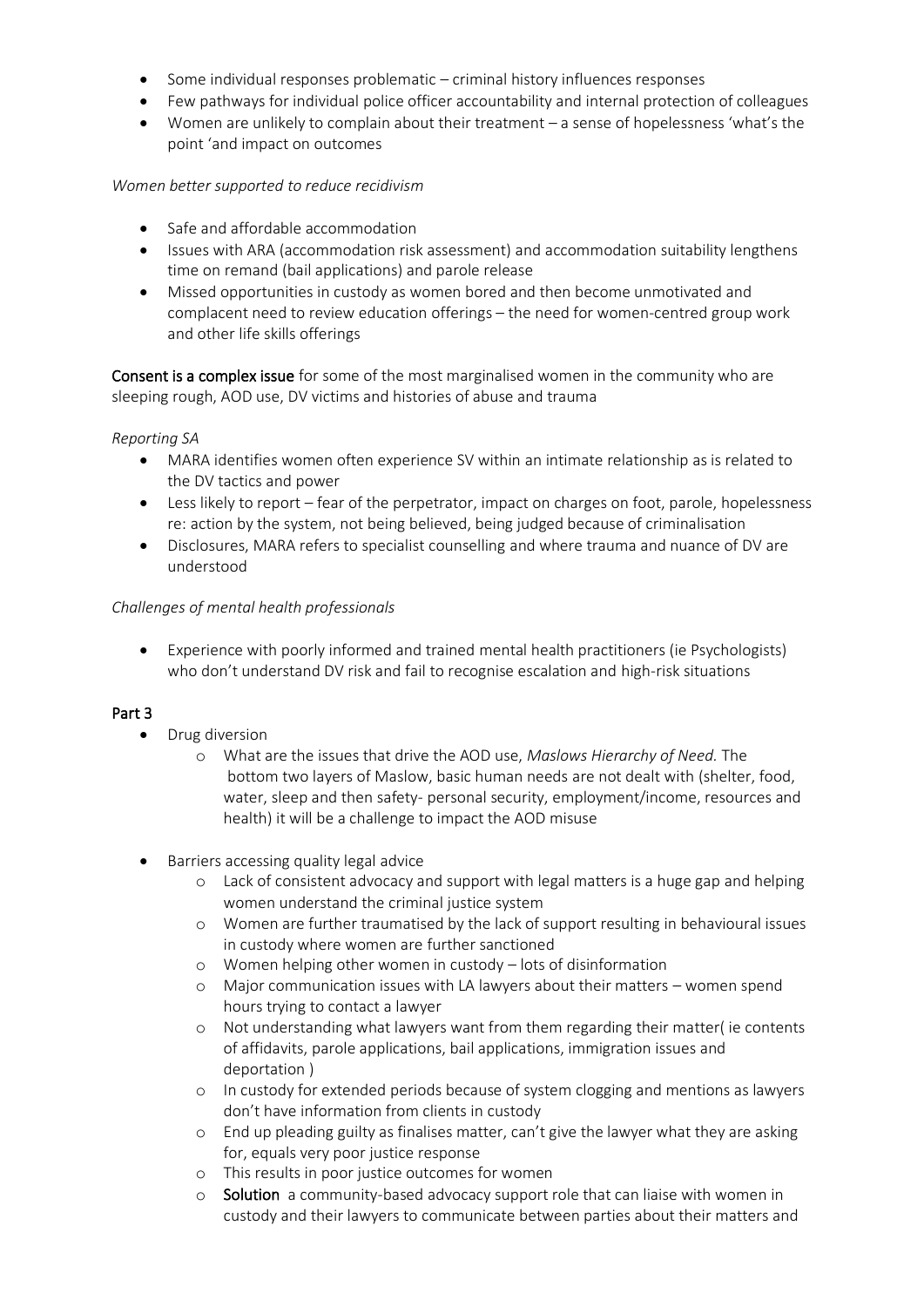- Some individual responses problematic – criminal history influences responses
- Few pathways for individual police officer accountability and internal protection of colleagues
- Women are unlikely to complain about their treatment – a sense of hopelessness 'what's the point 'and impact on outcomes

*Women better supported to reduce recidivism*

- Safe and affordable accommodation
- Issues with ARA (accommodation risk assessment) and accommodation suitability lengthens time on remand (bail applications) and parole release
- Missed opportunities in custody as women bored and then become unmotivated and complacent need to review education offerings – the need for women-centred group work and other life skills offerings

**Consent is a complex issue** for some of the most marginalised women in the community who are sleeping rough, AOD use, DV victims and histories of abuse and trauma

*Reporting SA*

- MARA identifies women often experience SV within an intimate relationship as is related to the DV tactics and power
- Less likely to report – fear of the perpetrator, impact on charges on foot, parole, hopelessness re: action by the system, not being believed, being judged because of criminalisation
- Disclosures, MARA refers to specialist counselling and where trauma and nuance of DV are understood

*Challenges of mental health professionals*

- Experience with poorly informed and trained mental health practitioners (ie Psychologists) who don't understand DV risk and fail to recognise escalation and high-risk situations

## Part 3

- Drug diversion
  - What are the issues that drive the AOD use, *Maslows Hierarchy of Need.* The bottom two layers of Maslow, basic human needs are not dealt with (shelter, food, water, sleep and then safety- personal security, employment/income, resources and health) it will be a challenge to impact the AOD misuse
- Barriers accessing quality legal advice
  - Lack of consistent advocacy and support with legal matters is a huge gap and helping women understand the criminal justice system
  - Women are further traumatised by the lack of support resulting in behavioural issues in custody where women are further sanctioned
  - Women helping other women in custody – lots of disinformation
  - Major communication issues with LA lawyers about their matters – women spend hours trying to contact a lawyer
  - Not understanding what lawyers want from them regarding their matter( ie contents of affidavits, parole applications, bail applications, immigration issues and deportation )
  - In custody for extended periods because of system clogging and mentions as lawyers don't have information from clients in custody
  - End up pleading guilty as finalises matter, can't give the lawyer what they are asking for, equals very poor justice response
  - This results in poor justice outcomes for women
  - **Solution** a community-based advocacy support role that can liaise with women in custody and their lawyers to communicate between parties about their matters and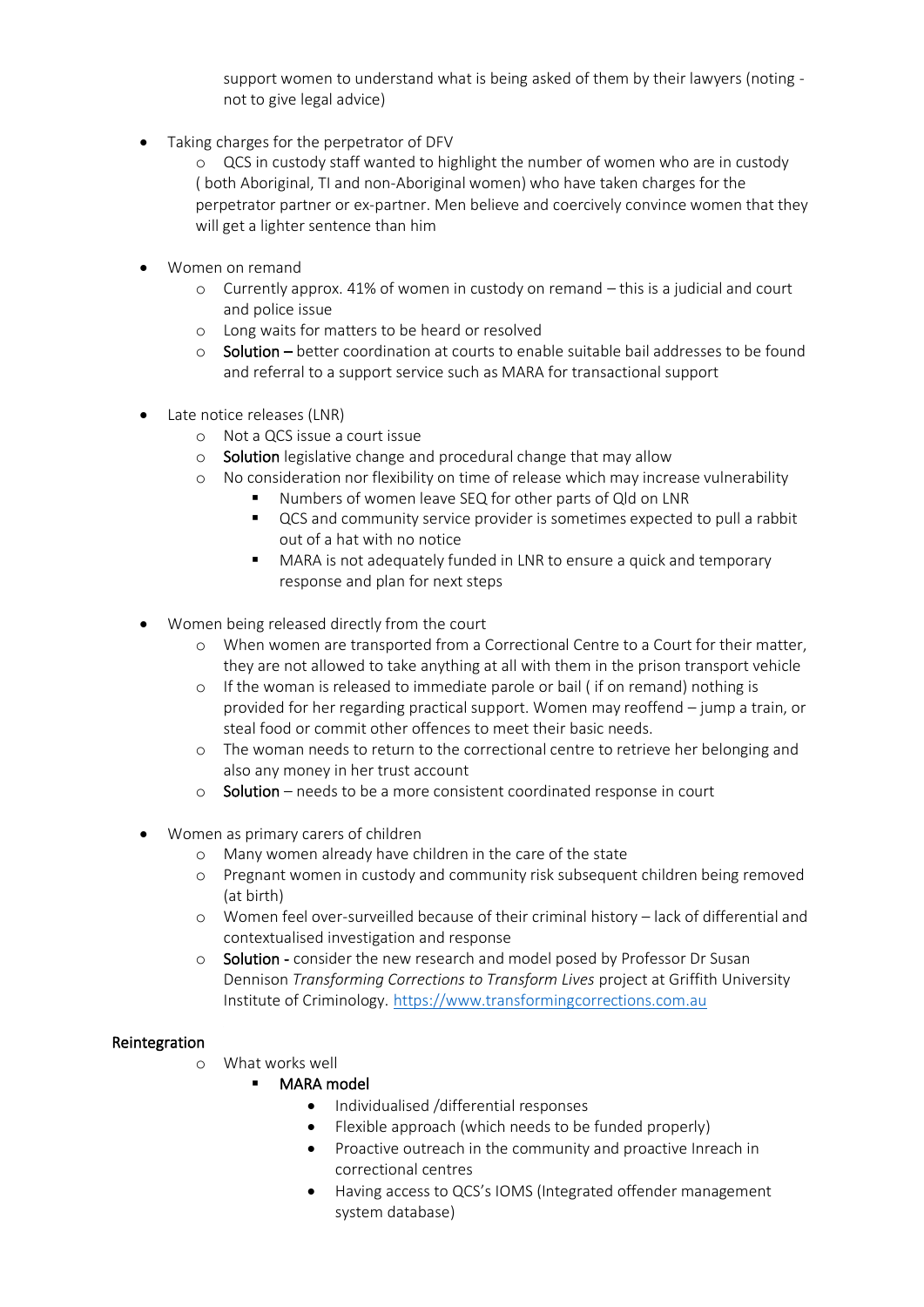support women to understand what is being asked of them by their lawyers (noting - not to give legal advice)

- Taking charges for the perpetrator of DFV
  - QCS in custody staff wanted to highlight the number of women who are in custody ( both Aboriginal, TI and non-Aboriginal women) who have taken charges for the perpetrator partner or ex-partner. Men believe and coercively convince women that they will get a lighter sentence than him

- Women on remand
  - Currently approx. 41% of women in custody on remand – this is a judicial and court and police issue
  - Long waits for matters to be heard or resolved
  - Solution – better coordination at courts to enable suitable bail addresses to be found and referral to a support service such as MARA for transactional support

- Late notice releases (LNR)
  - Not a QCS issue a court issue
  - Solution legislative change and procedural change that may allow
  - No consideration nor flexibility on time of release which may increase vulnerability
    - Numbers of women leave SEQ for other parts of Qld on LNR
    - QCS and community service provider is sometimes expected to pull a rabbit out of a hat with no notice
    - MARA is not adequately funded in LNR to ensure a quick and temporary response and plan for next steps

- Women being released directly from the court
  - When women are transported from a Correctional Centre to a Court for their matter, they are not allowed to take anything at all with them in the prison transport vehicle
  - If the woman is released to immediate parole or bail ( if on remand) nothing is provided for her regarding practical support. Women may reoffend – jump a train, or steal food or commit other offences to meet their basic needs.
  - The woman needs to return to the correctional centre to retrieve her belonging and also any money in her trust account
  - Solution – needs to be a more consistent coordinated response in court

- Women as primary carers of children
  - Many women already have children in the care of the state
  - Pregnant women in custody and community risk subsequent children being removed (at birth)
  - Women feel over-surveilled because of their criminal history – lack of differential and contextualised investigation and response
  - Solution - consider the new research and model posed by Professor Dr Susan Dennison *Transforming Corrections to Transform Lives* project at Griffith University Institute of Criminology. https://www.transformingcorrections.com.au

Reintegration

- What works well
  - MARA model
    - Individualised /differential responses
    - Flexible approach (which needs to be funded properly)
    - Proactive outreach in the community and proactive Inreach in correctional centres
    - Having access to QCS's IOMS (Integrated offender management system database)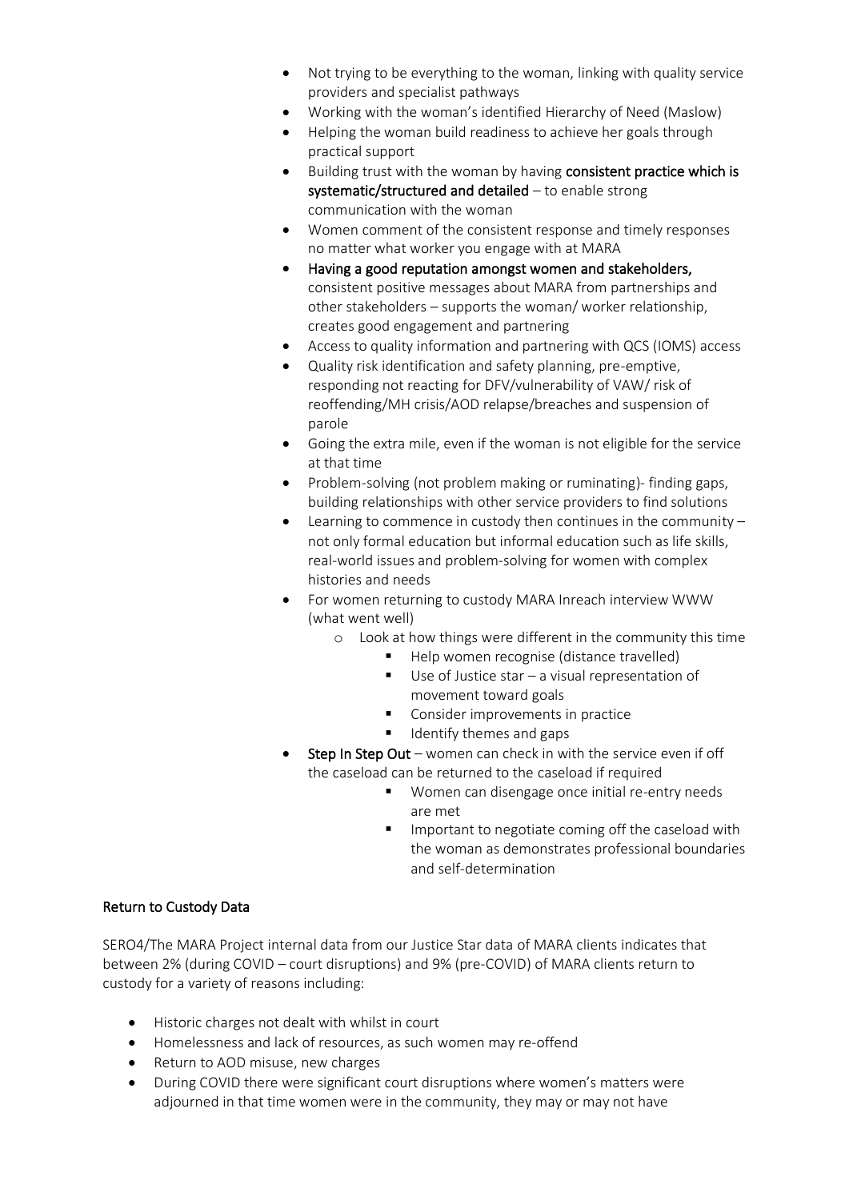- Not trying to be everything to the woman, linking with quality service providers and specialist pathways
- Working with the woman's identified Hierarchy of Need (Maslow)
- Helping the woman build readiness to achieve her goals through practical support
- Building trust with the woman by having **consistent practice which is systematic/structured and detailed** – to enable strong communication with the woman
- Women comment of the consistent response and timely responses no matter what worker you engage with at MARA
- **Having a good reputation amongst women and stakeholders,** consistent positive messages about MARA from partnerships and other stakeholders – supports the woman/ worker relationship, creates good engagement and partnering
- Access to quality information and partnering with QCS (IOMS) access
- Quality risk identification and safety planning, pre-emptive, responding not reacting for DFV/vulnerability of VAW/ risk of reoffending/MH crisis/AOD relapse/breaches and suspension of parole
- Going the extra mile, even if the woman is not eligible for the service at that time
- Problem-solving (not problem making or ruminating)- finding gaps, building relationships with other service providers to find solutions
- Learning to commence in custody then continues in the community – not only formal education but informal education such as life skills, real-world issues and problem-solving for women with complex histories and needs
- For women returning to custody MARA Inreach interview WWW (what went well)
  - Look at how things were different in the community this time
    - Help women recognise (distance travelled)
    - Use of Justice star – a visual representation of movement toward goals
    - Consider improvements in practice
    - Identify themes and gaps
- **Step In Step Out** – women can check in with the service even if off the caseload can be returned to the caseload if required
    - Women can disengage once initial re-entry needs are met
    - Important to negotiate coming off the caseload with the woman as demonstrates professional boundaries and self-determination

## Return to Custody Data

SERO4/The MARA Project internal data from our Justice Star data of MARA clients indicates that between 2% (during COVID – court disruptions) and 9% (pre-COVID) of MARA clients return to custody for a variety of reasons including:

- Historic charges not dealt with whilst in court
- Homelessness and lack of resources, as such women may re-offend
- Return to AOD misuse, new charges
- During COVID there were significant court disruptions where women's matters were adjourned in that time women were in the community, they may or may not have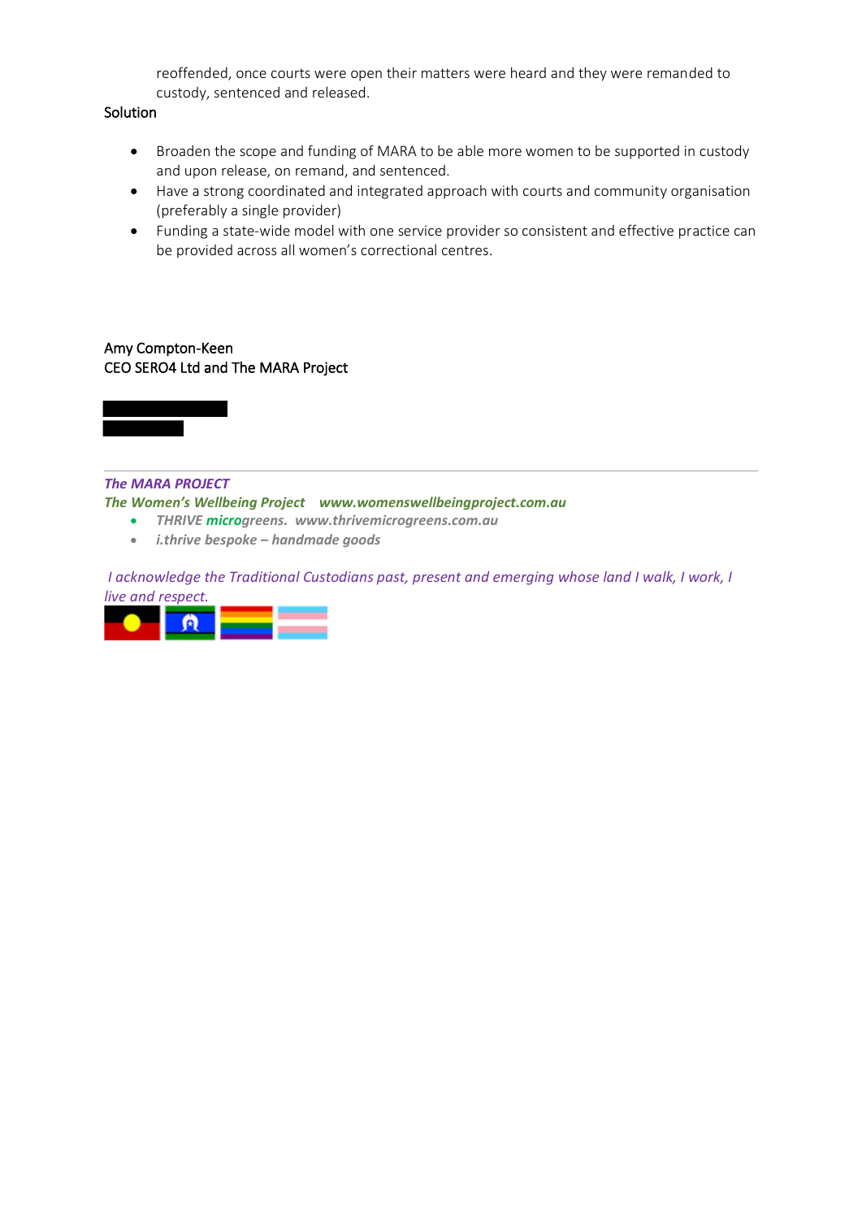reoffended, once courts were open their matters were heard and they were remanded to custody, sentenced and released.

Solution

- Broaden the scope and funding of MARA to be able more women to be supported in custody and upon release, on remand, and sentenced.
- Have a strong coordinated and integrated approach with courts and community organisation (preferably a single provider)
- Funding a state-wide model with one service provider so consistent and effective practice can be provided across all women's correctional centres.

Amy Compton-Keen
CEO SERO4 Ltd and The MARA Project

---

***The MARA PROJECT***

***The Women's Wellbeing Project www.womenswellbeingproject.com.au***

- ***THRIVE microgreens. www.thrivemicrogreens.com.au***
- ***i.thrive bespoke – handmade goods***

*I acknowledge the Traditional Custodians past, present and emerging whose land I walk, I work, I live and respect.*